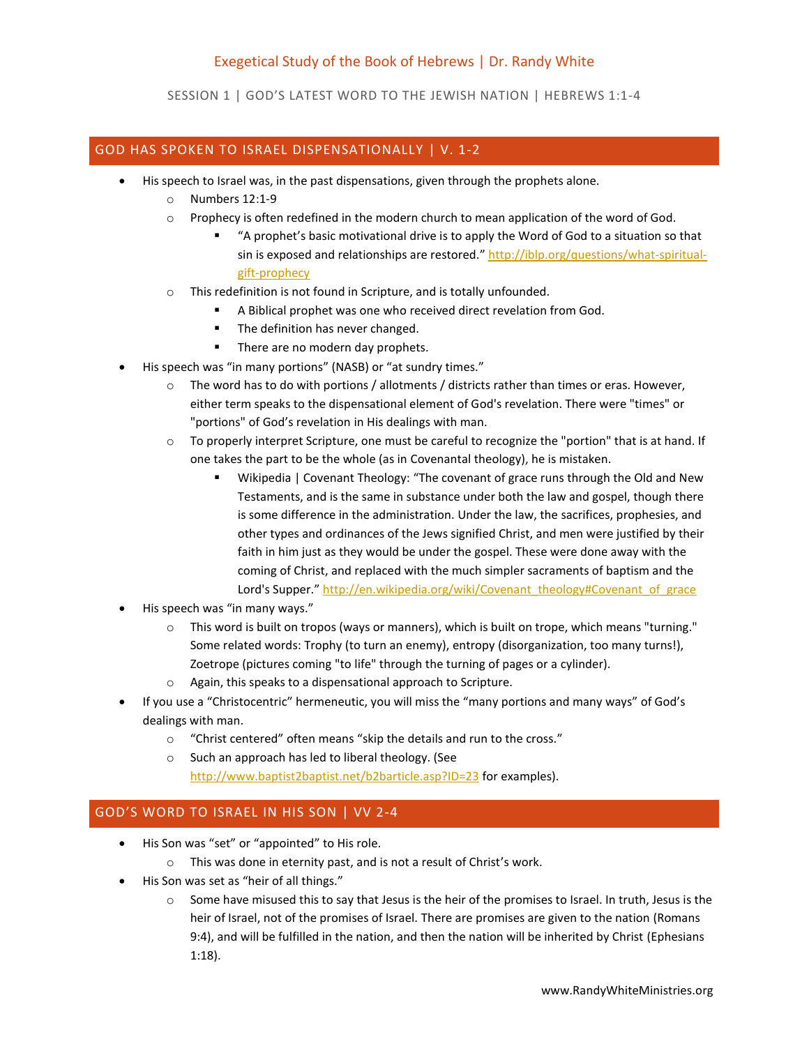# Exegetical Study of the Book of Hebrews | Dr. Randy White

SESSION 1 | GOD'S LATEST WORD TO THE JEWISH NATION | HEBREWS 1:1-4

## GOD HAS SPOKEN TO ISRAEL DISPENSATIONALLY | V. 1-2

- His speech to Israel was, in the past dispensations, given through the prophets alone.
    - Numbers 12:1-9
    - Prophecy is often redefined in the modern church to mean application of the word of God.
        - "A prophet's basic motivational drive is to apply the Word of God to a situation so that sin is exposed and relationships are restored." http://iblp.org/questions/what-spiritual-gift-prophecy
    - This redefinition is not found in Scripture, and is totally unfounded.
        - A Biblical prophet was one who received direct revelation from God.
        - The definition has never changed.
        - There are no modern day prophets.
- His speech was "in many portions" (NASB) or "at sundry times."
    - The word has to do with portions / allotments / districts rather than times or eras. However, either term speaks to the dispensational element of God's revelation. There were "times" or "portions" of God's revelation in His dealings with man.
    - To properly interpret Scripture, one must be careful to recognize the "portion" that is at hand. If one takes the part to be the whole (as in Covenantal theology), he is mistaken.
        - Wikipedia | Covenant Theology: "The covenant of grace runs through the Old and New Testaments, and is the same in substance under both the law and gospel, though there is some difference in the administration. Under the law, the sacrifices, prophesies, and other types and ordinances of the Jews signified Christ, and men were justified by their faith in him just as they would be under the gospel. These were done away with the coming of Christ, and replaced with the much simpler sacraments of baptism and the Lord's Supper." http://en.wikipedia.org/wiki/Covenant_theology#Covenant_of_grace
- His speech was "in many ways."
    - This word is built on tropos (ways or manners), which is built on trope, which means "turning." Some related words: Trophy (to turn an enemy), entropy (disorganization, too many turns!), Zoetrope (pictures coming "to life" through the turning of pages or a cylinder).
    - Again, this speaks to a dispensational approach to Scripture.
- If you use a "Christocentric" hermeneutic, you will miss the "many portions and many ways" of God's dealings with man.
    - "Christ centered" often means "skip the details and run to the cross."
    - Such an approach has led to liberal theology. (See http://www.baptist2baptist.net/b2barticle.asp?ID=23 for examples).

## GOD'S WORD TO ISRAEL IN HIS SON | VV 2-4

- His Son was "set" or "appointed" to His role.
    - This was done in eternity past, and is not a result of Christ's work.
- His Son was set as "heir of all things."
    - Some have misused this to say that Jesus is the heir of the promises to Israel. In truth, Jesus is the heir of Israel, not of the promises of Israel. There are promises are given to the nation (Romans 9:4), and will be fulfilled in the nation, and then the nation will be inherited by Christ (Ephesians 1:18).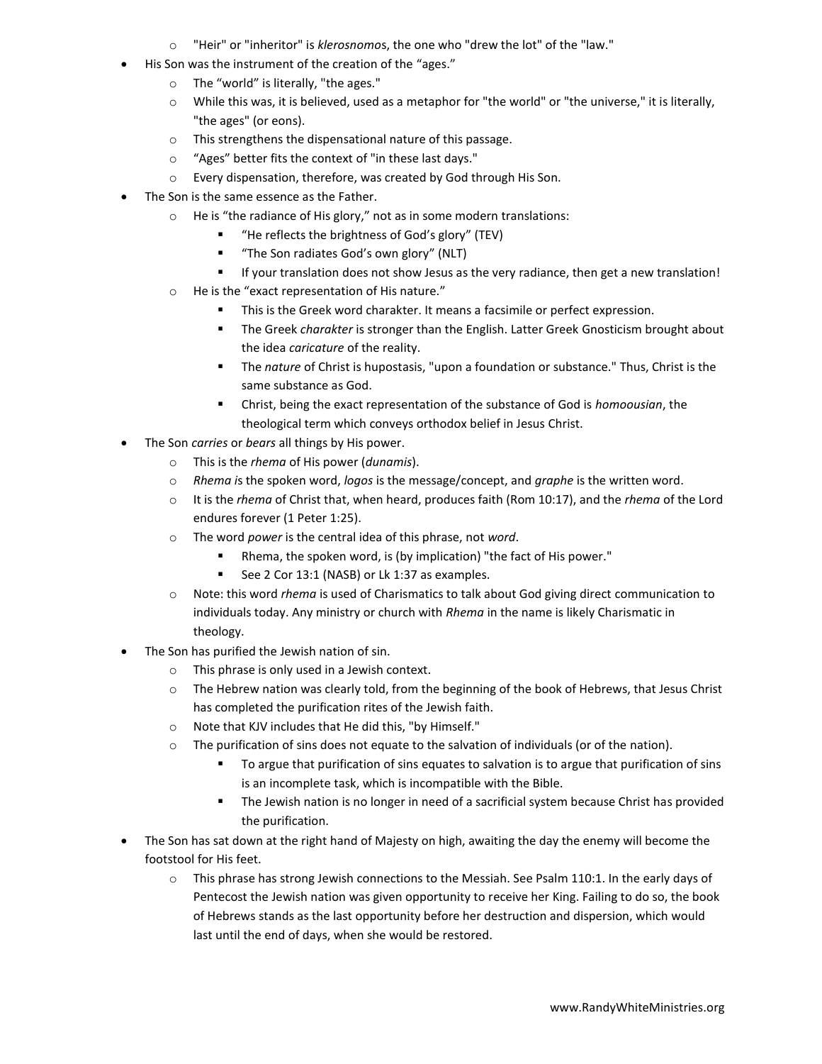- "Heir" or "inheritor" is *klerosnomos*, the one who "drew the lot" of the "law."
- His Son was the instrument of the creation of the "ages."
  - The "world" is literally, "the ages."
  - While this was, it is believed, used as a metaphor for "the world" or "the universe," it is literally, "the ages" (or eons).
  - This strengthens the dispensational nature of this passage.
  - "Ages" better fits the context of "in these last days."
  - Every dispensation, therefore, was created by God through His Son.
- The Son is the same essence as the Father.
  - He is "the radiance of His glory," not as in some modern translations:
    - "He reflects the brightness of God's glory" (TEV)
    - "The Son radiates God's own glory" (NLT)
    - If your translation does not show Jesus as the very radiance, then get a new translation!
  - He is the "exact representation of His nature."
    - This is the Greek word charakter. It means a facsimile or perfect expression.
    - The Greek *charakter* is stronger than the English. Latter Greek Gnosticism brought about the idea *caricature* of the reality.
    - The *nature* of Christ is hupostasis, "upon a foundation or substance." Thus, Christ is the same substance as God.
    - Christ, being the exact representation of the substance of God is *homoousian*, the theological term which conveys orthodox belief in Jesus Christ.
- The Son *carries* or *bears* all things by His power.
  - This is the *rhema* of His power (*dunamis*).
  - *Rhema i*s the spoken word, *logos* is the message/concept, and *graphe* is the written word.
  - It is the *rhema* of Christ that, when heard, produces faith (Rom 10:17), and the *rhema* of the Lord endures forever (1 Peter 1:25).
  - The word *power* is the central idea of this phrase, not *word*.
    - Rhema, the spoken word, is (by implication) "the fact of His power."
    - See 2 Cor 13:1 (NASB) or Lk 1:37 as examples.
  - Note: this word *rhema* is used of Charismatics to talk about God giving direct communication to individuals today. Any ministry or church with *Rhema* in the name is likely Charismatic in theology.
- The Son has purified the Jewish nation of sin.
  - This phrase is only used in a Jewish context.
  - The Hebrew nation was clearly told, from the beginning of the book of Hebrews, that Jesus Christ has completed the purification rites of the Jewish faith.
  - Note that KJV includes that He did this, "by Himself."
  - The purification of sins does not equate to the salvation of individuals (or of the nation).
    - To argue that purification of sins equates to salvation is to argue that purification of sins is an incomplete task, which is incompatible with the Bible.
    - The Jewish nation is no longer in need of a sacrificial system because Christ has provided the purification.
- The Son has sat down at the right hand of Majesty on high, awaiting the day the enemy will become the footstool for His feet.
  - This phrase has strong Jewish connections to the Messiah. See Psalm 110:1. In the early days of Pentecost the Jewish nation was given opportunity to receive her King. Failing to do so, the book of Hebrews stands as the last opportunity before her destruction and dispersion, which would last until the end of days, when she would be restored.